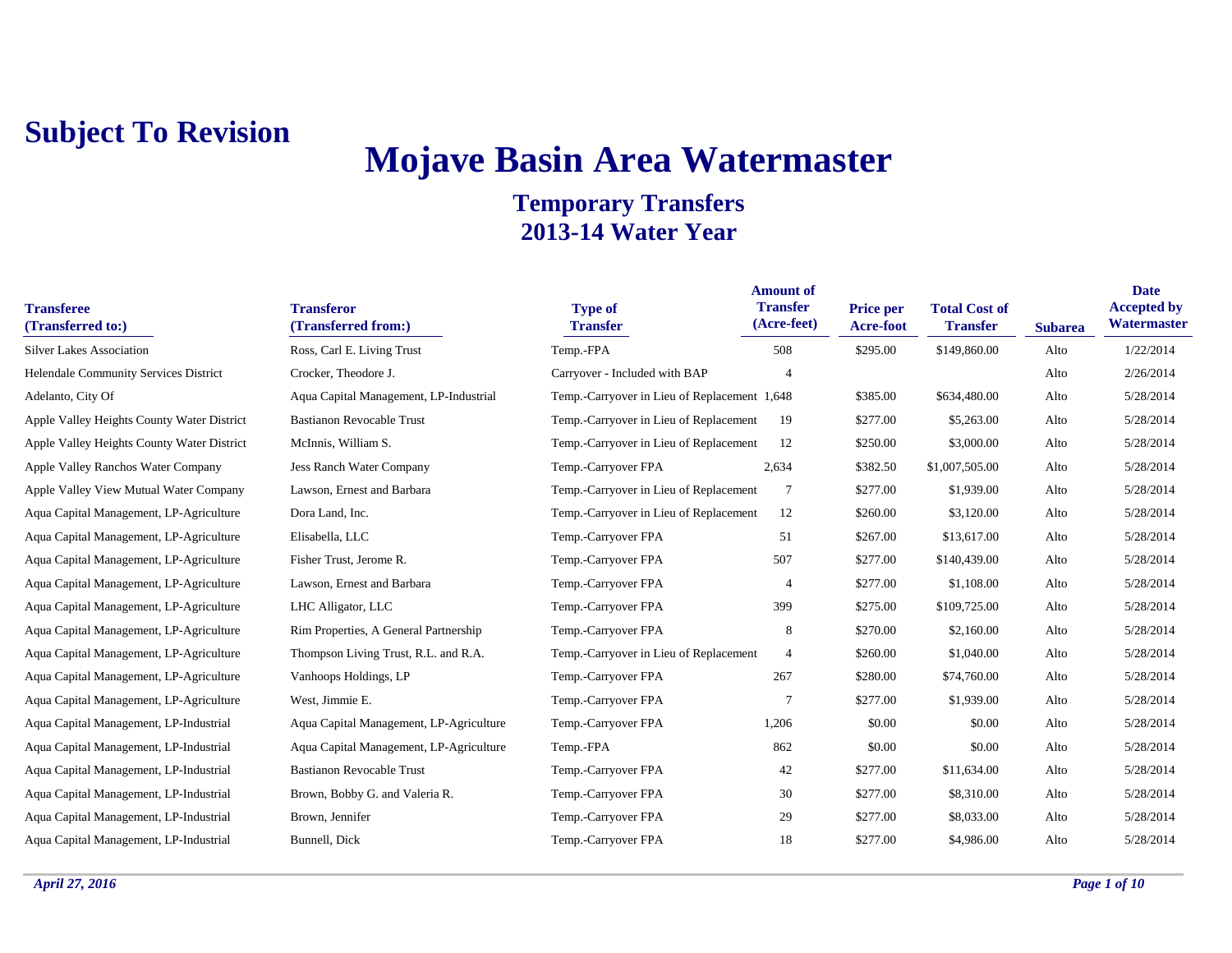**Subject To Revision**

# Mojave Basin Area Watermaster

## Temporary Transfers
## 2013-14 Water Year

| Transferee (Transferred to:) | Transferor (Transferred from:) | Type of Transfer | Amount of Transfer (Acre-feet) | Price per Acre-foot | Total Cost of Transfer | Subarea | Date Accepted by Watermaster |
|---|---|---|---|---|---|---|---|
| Silver Lakes Association | Ross, Carl E. Living Trust | Temp.-FPA | 508 | $295.00 | $149,860.00 | Alto | 1/22/2014 |
| Helendale Community Services District | Crocker, Theodore J. | Carryover - Included with BAP | 4 | | | Alto | 2/26/2014 |
| Adelanto, City Of | Aqua Capital Management, LP-Industrial | Temp.-Carryover in Lieu of Replacement | 1,648 | $385.00 | $634,480.00 | Alto | 5/28/2014 |
| Apple Valley Heights County Water District | Bastianon Revocable Trust | Temp.-Carryover in Lieu of Replacement | 19 | $277.00 | $5,263.00 | Alto | 5/28/2014 |
| Apple Valley Heights County Water District | McInnis, William S. | Temp.-Carryover in Lieu of Replacement | 12 | $250.00 | $3,000.00 | Alto | 5/28/2014 |
| Apple Valley Ranchos Water Company | Jess Ranch Water Company | Temp.-Carryover FPA | 2,634 | $382.50 | $1,007,505.00 | Alto | 5/28/2014 |
| Apple Valley View Mutual Water Company | Lawson, Ernest and Barbara | Temp.-Carryover in Lieu of Replacement | 7 | $277.00 | $1,939.00 | Alto | 5/28/2014 |
| Aqua Capital Management, LP-Agriculture | Dora Land, Inc. | Temp.-Carryover in Lieu of Replacement | 12 | $260.00 | $3,120.00 | Alto | 5/28/2014 |
| Aqua Capital Management, LP-Agriculture | Elisabella, LLC | Temp.-Carryover FPA | 51 | $267.00 | $13,617.00 | Alto | 5/28/2014 |
| Aqua Capital Management, LP-Agriculture | Fisher Trust, Jerome R. | Temp.-Carryover FPA | 507 | $277.00 | $140,439.00 | Alto | 5/28/2014 |
| Aqua Capital Management, LP-Agriculture | Lawson, Ernest and Barbara | Temp.-Carryover FPA | 4 | $277.00 | $1,108.00 | Alto | 5/28/2014 |
| Aqua Capital Management, LP-Agriculture | LHC Alligator, LLC | Temp.-Carryover FPA | 399 | $275.00 | $109,725.00 | Alto | 5/28/2014 |
| Aqua Capital Management, LP-Agriculture | Rim Properties, A General Partnership | Temp.-Carryover FPA | 8 | $270.00 | $2,160.00 | Alto | 5/28/2014 |
| Aqua Capital Management, LP-Agriculture | Thompson Living Trust, R.L. and R.A. | Temp.-Carryover in Lieu of Replacement | 4 | $260.00 | $1,040.00 | Alto | 5/28/2014 |
| Aqua Capital Management, LP-Agriculture | Vanhoops Holdings, LP | Temp.-Carryover FPA | 267 | $280.00 | $74,760.00 | Alto | 5/28/2014 |
| Aqua Capital Management, LP-Agriculture | West, Jimmie E. | Temp.-Carryover FPA | 7 | $277.00 | $1,939.00 | Alto | 5/28/2014 |
| Aqua Capital Management, LP-Industrial | Aqua Capital Management, LP-Agriculture | Temp.-Carryover FPA | 1,206 | $0.00 | $0.00 | Alto | 5/28/2014 |
| Aqua Capital Management, LP-Industrial | Aqua Capital Management, LP-Agriculture | Temp.-FPA | 862 | $0.00 | $0.00 | Alto | 5/28/2014 |
| Aqua Capital Management, LP-Industrial | Bastianon Revocable Trust | Temp.-Carryover FPA | 42 | $277.00 | $11,634.00 | Alto | 5/28/2014 |
| Aqua Capital Management, LP-Industrial | Brown, Bobby G. and Valeria R. | Temp.-Carryover FPA | 30 | $277.00 | $8,310.00 | Alto | 5/28/2014 |
| Aqua Capital Management, LP-Industrial | Brown, Jennifer | Temp.-Carryover FPA | 29 | $277.00 | $8,033.00 | Alto | 5/28/2014 |
| Aqua Capital Management, LP-Industrial | Bunnell, Dick | Temp.-Carryover FPA | 18 | $277.00 | $4,986.00 | Alto | 5/28/2014 |

*April 27, 2016*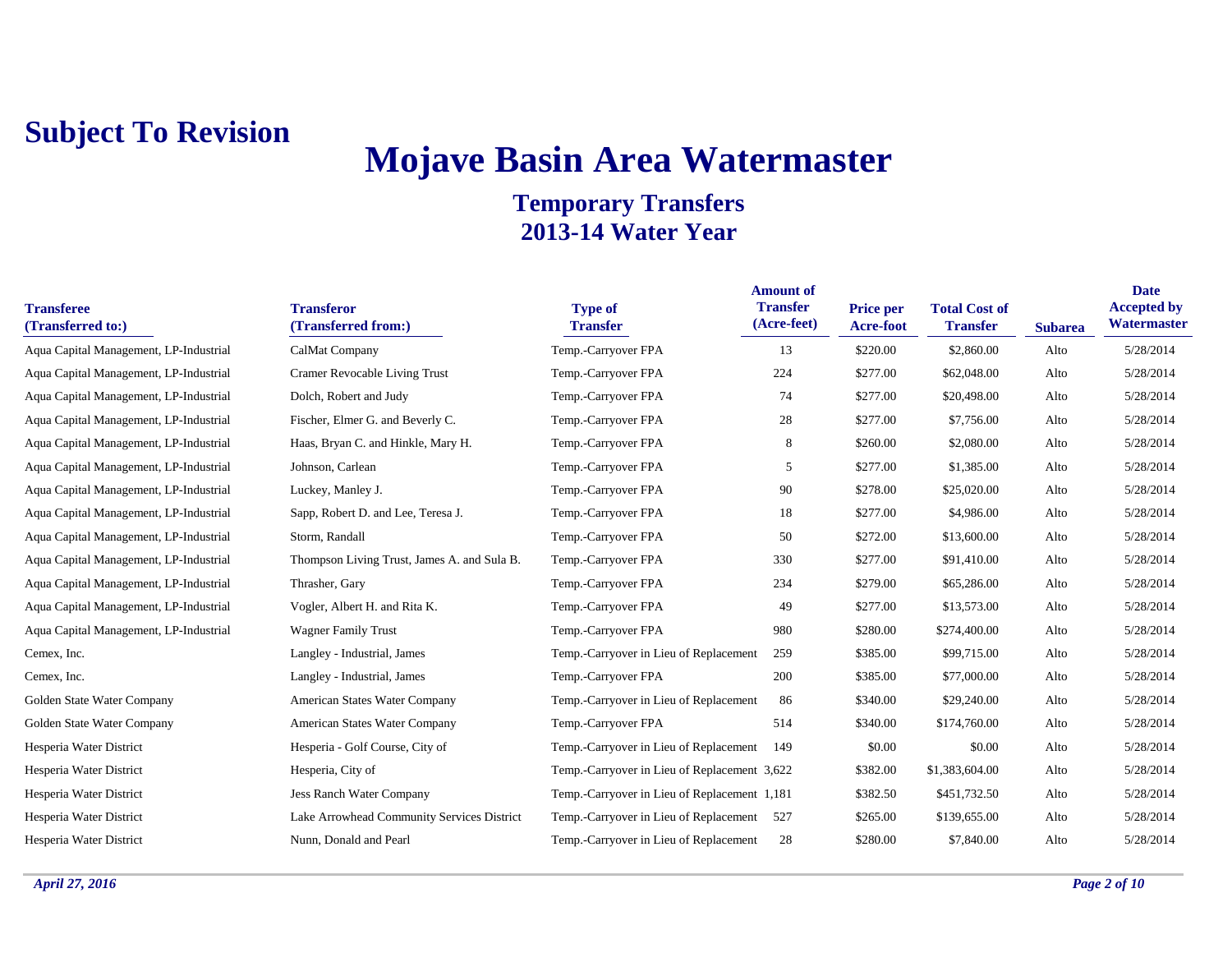**Subject To Revision**

# Mojave Basin Area Watermaster

## Temporary Transfers
## 2013-14 Water Year

| Transferee (Transferred to:) | Transferor (Transferred from:) | Type of Transfer | Amount of Transfer (Acre-feet) | Price per Acre-foot | Total Cost of Transfer | Subarea | Date Accepted by Watermaster |
|---|---|---|---|---|---|---|---|
| Aqua Capital Management, LP-Industrial | CalMat Company | Temp.-Carryover FPA | 13 | $220.00 | $2,860.00 | Alto | 5/28/2014 |
| Aqua Capital Management, LP-Industrial | Cramer Revocable Living Trust | Temp.-Carryover FPA | 224 | $277.00 | $62,048.00 | Alto | 5/28/2014 |
| Aqua Capital Management, LP-Industrial | Dolch, Robert and Judy | Temp.-Carryover FPA | 74 | $277.00 | $20,498.00 | Alto | 5/28/2014 |
| Aqua Capital Management, LP-Industrial | Fischer, Elmer G. and Beverly C. | Temp.-Carryover FPA | 28 | $277.00 | $7,756.00 | Alto | 5/28/2014 |
| Aqua Capital Management, LP-Industrial | Haas, Bryan C. and Hinkle, Mary H. | Temp.-Carryover FPA | 8 | $260.00 | $2,080.00 | Alto | 5/28/2014 |
| Aqua Capital Management, LP-Industrial | Johnson, Carlean | Temp.-Carryover FPA | 5 | $277.00 | $1,385.00 | Alto | 5/28/2014 |
| Aqua Capital Management, LP-Industrial | Luckey, Manley J. | Temp.-Carryover FPA | 90 | $278.00 | $25,020.00 | Alto | 5/28/2014 |
| Aqua Capital Management, LP-Industrial | Sapp, Robert D. and Lee, Teresa J. | Temp.-Carryover FPA | 18 | $277.00 | $4,986.00 | Alto | 5/28/2014 |
| Aqua Capital Management, LP-Industrial | Storm, Randall | Temp.-Carryover FPA | 50 | $272.00 | $13,600.00 | Alto | 5/28/2014 |
| Aqua Capital Management, LP-Industrial | Thompson Living Trust, James A. and Sula B. | Temp.-Carryover FPA | 330 | $277.00 | $91,410.00 | Alto | 5/28/2014 |
| Aqua Capital Management, LP-Industrial | Thrasher, Gary | Temp.-Carryover FPA | 234 | $279.00 | $65,286.00 | Alto | 5/28/2014 |
| Aqua Capital Management, LP-Industrial | Vogler, Albert H. and Rita K. | Temp.-Carryover FPA | 49 | $277.00 | $13,573.00 | Alto | 5/28/2014 |
| Aqua Capital Management, LP-Industrial | Wagner Family Trust | Temp.-Carryover FPA | 980 | $280.00 | $274,400.00 | Alto | 5/28/2014 |
| Cemex, Inc. | Langley - Industrial, James | Temp.-Carryover in Lieu of Replacement | 259 | $385.00 | $99,715.00 | Alto | 5/28/2014 |
| Cemex, Inc. | Langley - Industrial, James | Temp.-Carryover FPA | 200 | $385.00 | $77,000.00 | Alto | 5/28/2014 |
| Golden State Water Company | American States Water Company | Temp.-Carryover in Lieu of Replacement | 86 | $340.00 | $29,240.00 | Alto | 5/28/2014 |
| Golden State Water Company | American States Water Company | Temp.-Carryover FPA | 514 | $340.00 | $174,760.00 | Alto | 5/28/2014 |
| Hesperia Water District | Hesperia - Golf Course, City of | Temp.-Carryover in Lieu of Replacement | 149 | $0.00 | $0.00 | Alto | 5/28/2014 |
| Hesperia Water District | Hesperia, City of | Temp.-Carryover in Lieu of Replacement | 3,622 | $382.00 | $1,383,604.00 | Alto | 5/28/2014 |
| Hesperia Water District | Jess Ranch Water Company | Temp.-Carryover in Lieu of Replacement | 1,181 | $382.50 | $451,732.50 | Alto | 5/28/2014 |
| Hesperia Water District | Lake Arrowhead Community Services District | Temp.-Carryover in Lieu of Replacement | 527 | $265.00 | $139,655.00 | Alto | 5/28/2014 |
| Hesperia Water District | Nunn, Donald and Pearl | Temp.-Carryover in Lieu of Replacement | 28 | $280.00 | $7,840.00 | Alto | 5/28/2014 |

*April 27, 2016*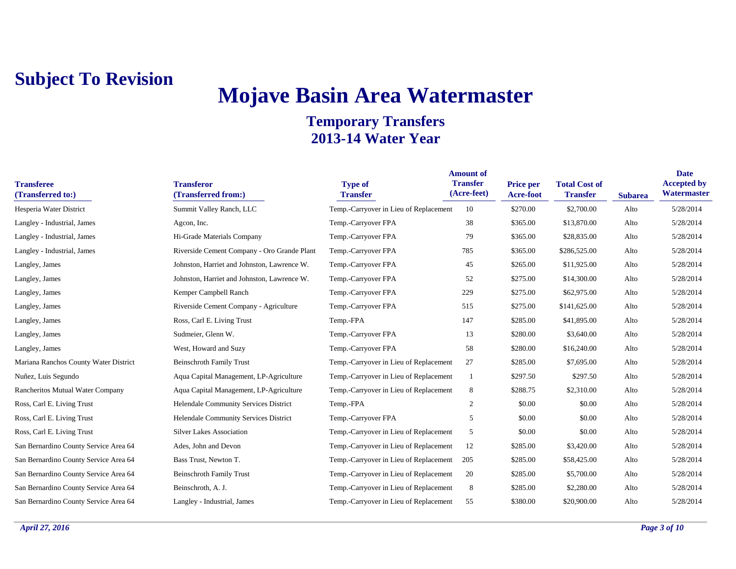**Subject To Revision**

# Mojave Basin Area Watermaster

## Temporary Transfers
## 2013-14 Water Year

| Transferee (Transferred to:) | Transferor (Transferred from:) | Type of Transfer | Amount of Transfer (Acre-feet) | Price per Acre-foot | Total Cost of Transfer | Subarea | Date Accepted by Watermaster |
|---|---|---|---|---|---|---|---|
| Hesperia Water District | Summit Valley Ranch, LLC | Temp.-Carryover in Lieu of Replacement | 10 | $270.00 | $2,700.00 | Alto | 5/28/2014 |
| Langley - Industrial, James | Agcon, Inc. | Temp.-Carryover FPA | 38 | $365.00 | $13,870.00 | Alto | 5/28/2014 |
| Langley - Industrial, James | Hi-Grade Materials Company | Temp.-Carryover FPA | 79 | $365.00 | $28,835.00 | Alto | 5/28/2014 |
| Langley - Industrial, James | Riverside Cement Company - Oro Grande Plant | Temp.-Carryover FPA | 785 | $365.00 | $286,525.00 | Alto | 5/28/2014 |
| Langley, James | Johnston, Harriet and Johnston, Lawrence W. | Temp.-Carryover FPA | 45 | $265.00 | $11,925.00 | Alto | 5/28/2014 |
| Langley, James | Johnston, Harriet and Johnston, Lawrence W. | Temp.-Carryover FPA | 52 | $275.00 | $14,300.00 | Alto | 5/28/2014 |
| Langley, James | Kemper Campbell Ranch | Temp.-Carryover FPA | 229 | $275.00 | $62,975.00 | Alto | 5/28/2014 |
| Langley, James | Riverside Cement Company - Agriculture | Temp.-Carryover FPA | 515 | $275.00 | $141,625.00 | Alto | 5/28/2014 |
| Langley, James | Ross, Carl E. Living Trust | Temp.-FPA | 147 | $285.00 | $41,895.00 | Alto | 5/28/2014 |
| Langley, James | Sudmeier, Glenn W. | Temp.-Carryover FPA | 13 | $280.00 | $3,640.00 | Alto | 5/28/2014 |
| Langley, James | West, Howard and Suzy | Temp.-Carryover FPA | 58 | $280.00 | $16,240.00 | Alto | 5/28/2014 |
| Mariana Ranchos County Water District | Beinschroth Family Trust | Temp.-Carryover in Lieu of Replacement | 27 | $285.00 | $7,695.00 | Alto | 5/28/2014 |
| Nuñez, Luis Segundo | Aqua Capital Management, LP-Agriculture | Temp.-Carryover in Lieu of Replacement | 1 | $297.50 | $297.50 | Alto | 5/28/2014 |
| Rancheritos Mutual Water Company | Aqua Capital Management, LP-Agriculture | Temp.-Carryover in Lieu of Replacement | 8 | $288.75 | $2,310.00 | Alto | 5/28/2014 |
| Ross, Carl E. Living Trust | Helendale Community Services District | Temp.-FPA | 2 | $0.00 | $0.00 | Alto | 5/28/2014 |
| Ross, Carl E. Living Trust | Helendale Community Services District | Temp.-Carryover FPA | 5 | $0.00 | $0.00 | Alto | 5/28/2014 |
| Ross, Carl E. Living Trust | Silver Lakes Association | Temp.-Carryover in Lieu of Replacement | 5 | $0.00 | $0.00 | Alto | 5/28/2014 |
| San Bernardino County Service Area 64 | Ades, John and Devon | Temp.-Carryover in Lieu of Replacement | 12 | $285.00 | $3,420.00 | Alto | 5/28/2014 |
| San Bernardino County Service Area 64 | Bass Trust, Newton T. | Temp.-Carryover in Lieu of Replacement | 205 | $285.00 | $58,425.00 | Alto | 5/28/2014 |
| San Bernardino County Service Area 64 | Beinschroth Family Trust | Temp.-Carryover in Lieu of Replacement | 20 | $285.00 | $5,700.00 | Alto | 5/28/2014 |
| San Bernardino County Service Area 64 | Beinschroth, A. J. | Temp.-Carryover in Lieu of Replacement | 8 | $285.00 | $2,280.00 | Alto | 5/28/2014 |
| San Bernardino County Service Area 64 | Langley - Industrial, James | Temp.-Carryover in Lieu of Replacement | 55 | $380.00 | $20,900.00 | Alto | 5/28/2014 |

*April 27, 2016*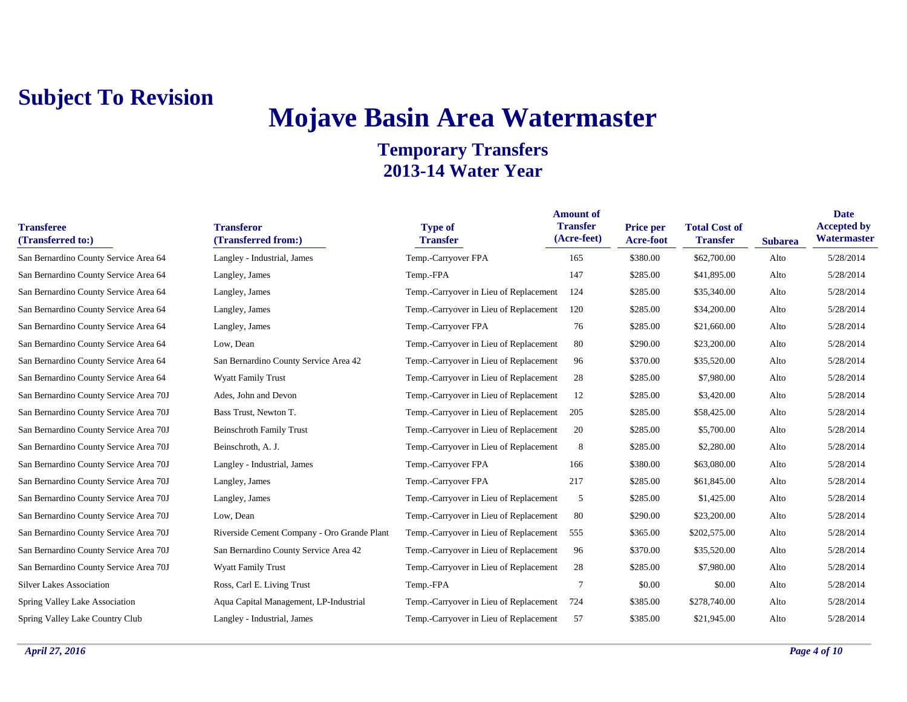**Subject To Revision**

# Mojave Basin Area Watermaster

## Temporary Transfers
## 2013-14 Water Year

| Transferee (Transferred to:) | Transferor (Transferred from:) | Type of Transfer | Amount of Transfer (Acre-feet) | Price per Acre-foot | Total Cost of Transfer | Subarea | Date Accepted by Watermaster |
|---|---|---|---|---|---|---|---|
| San Bernardino County Service Area 64 | Langley - Industrial, James | Temp.-Carryover FPA | 165 | $380.00 | $62,700.00 | Alto | 5/28/2014 |
| San Bernardino County Service Area 64 | Langley, James | Temp.-FPA | 147 | $285.00 | $41,895.00 | Alto | 5/28/2014 |
| San Bernardino County Service Area 64 | Langley, James | Temp.-Carryover in Lieu of Replacement | 124 | $285.00 | $35,340.00 | Alto | 5/28/2014 |
| San Bernardino County Service Area 64 | Langley, James | Temp.-Carryover in Lieu of Replacement | 120 | $285.00 | $34,200.00 | Alto | 5/28/2014 |
| San Bernardino County Service Area 64 | Langley, James | Temp.-Carryover FPA | 76 | $285.00 | $21,660.00 | Alto | 5/28/2014 |
| San Bernardino County Service Area 64 | Low, Dean | Temp.-Carryover in Lieu of Replacement | 80 | $290.00 | $23,200.00 | Alto | 5/28/2014 |
| San Bernardino County Service Area 64 | San Bernardino County Service Area 42 | Temp.-Carryover in Lieu of Replacement | 96 | $370.00 | $35,520.00 | Alto | 5/28/2014 |
| San Bernardino County Service Area 64 | Wyatt Family Trust | Temp.-Carryover in Lieu of Replacement | 28 | $285.00 | $7,980.00 | Alto | 5/28/2014 |
| San Bernardino County Service Area 70J | Ades, John and Devon | Temp.-Carryover in Lieu of Replacement | 12 | $285.00 | $3,420.00 | Alto | 5/28/2014 |
| San Bernardino County Service Area 70J | Bass Trust, Newton T. | Temp.-Carryover in Lieu of Replacement | 205 | $285.00 | $58,425.00 | Alto | 5/28/2014 |
| San Bernardino County Service Area 70J | Beinschroth Family Trust | Temp.-Carryover in Lieu of Replacement | 20 | $285.00 | $5,700.00 | Alto | 5/28/2014 |
| San Bernardino County Service Area 70J | Beinschroth, A. J. | Temp.-Carryover in Lieu of Replacement | 8 | $285.00 | $2,280.00 | Alto | 5/28/2014 |
| San Bernardino County Service Area 70J | Langley - Industrial, James | Temp.-Carryover FPA | 166 | $380.00 | $63,080.00 | Alto | 5/28/2014 |
| San Bernardino County Service Area 70J | Langley, James | Temp.-Carryover FPA | 217 | $285.00 | $61,845.00 | Alto | 5/28/2014 |
| San Bernardino County Service Area 70J | Langley, James | Temp.-Carryover in Lieu of Replacement | 5 | $285.00 | $1,425.00 | Alto | 5/28/2014 |
| San Bernardino County Service Area 70J | Low, Dean | Temp.-Carryover in Lieu of Replacement | 80 | $290.00 | $23,200.00 | Alto | 5/28/2014 |
| San Bernardino County Service Area 70J | Riverside Cement Company - Oro Grande Plant | Temp.-Carryover in Lieu of Replacement | 555 | $365.00 | $202,575.00 | Alto | 5/28/2014 |
| San Bernardino County Service Area 70J | San Bernardino County Service Area 42 | Temp.-Carryover in Lieu of Replacement | 96 | $370.00 | $35,520.00 | Alto | 5/28/2014 |
| San Bernardino County Service Area 70J | Wyatt Family Trust | Temp.-Carryover in Lieu of Replacement | 28 | $285.00 | $7,980.00 | Alto | 5/28/2014 |
| Silver Lakes Association | Ross, Carl E. Living Trust | Temp.-FPA | 7 | $0.00 | $0.00 | Alto | 5/28/2014 |
| Spring Valley Lake Association | Aqua Capital Management, LP-Industrial | Temp.-Carryover in Lieu of Replacement | 724 | $385.00 | $278,740.00 | Alto | 5/28/2014 |
| Spring Valley Lake Country Club | Langley - Industrial, James | Temp.-Carryover in Lieu of Replacement | 57 | $385.00 | $21,945.00 | Alto | 5/28/2014 |

*April 27, 2016*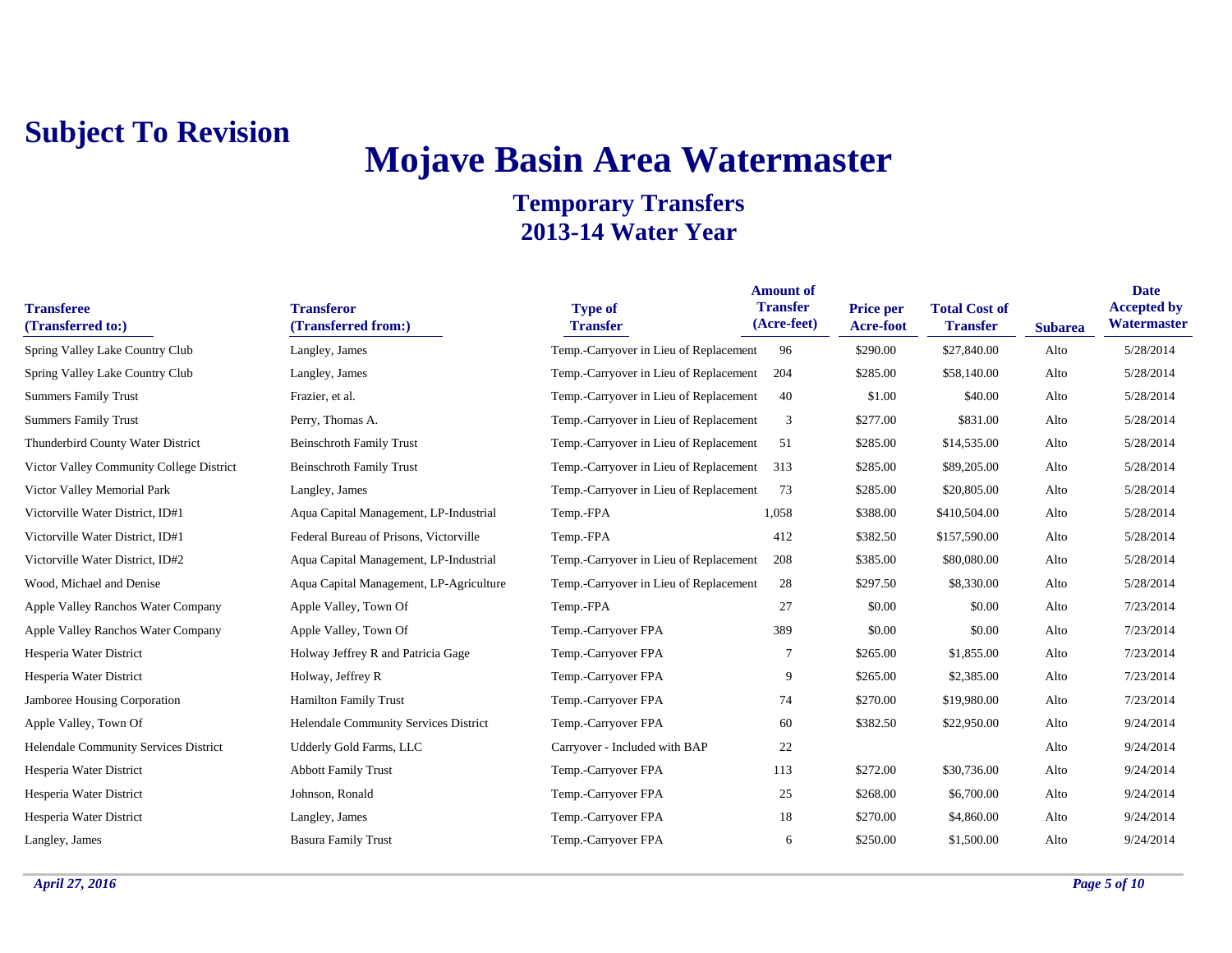**Subject To Revision**

# Mojave Basin Area Watermaster

## Temporary Transfers
## 2013-14 Water Year

| Transferee (Transferred to:) | Transferor (Transferred from:) | Type of Transfer | Amount of Transfer (Acre-feet) | Price per Acre-foot | Total Cost of Transfer | Subarea | Date Accepted by Watermaster |
|---|---|---|---|---|---|---|---|
| Spring Valley Lake Country Club | Langley, James | Temp.-Carryover in Lieu of Replacement | 96 | $290.00 | $27,840.00 | Alto | 5/28/2014 |
| Spring Valley Lake Country Club | Langley, James | Temp.-Carryover in Lieu of Replacement | 204 | $285.00 | $58,140.00 | Alto | 5/28/2014 |
| Summers Family Trust | Frazier, et al. | Temp.-Carryover in Lieu of Replacement | 40 | $1.00 | $40.00 | Alto | 5/28/2014 |
| Summers Family Trust | Perry, Thomas A. | Temp.-Carryover in Lieu of Replacement | 3 | $277.00 | $831.00 | Alto | 5/28/2014 |
| Thunderbird County Water District | Beinschroth Family Trust | Temp.-Carryover in Lieu of Replacement | 51 | $285.00 | $14,535.00 | Alto | 5/28/2014 |
| Victor Valley Community College District | Beinschroth Family Trust | Temp.-Carryover in Lieu of Replacement | 313 | $285.00 | $89,205.00 | Alto | 5/28/2014 |
| Victor Valley Memorial Park | Langley, James | Temp.-Carryover in Lieu of Replacement | 73 | $285.00 | $20,805.00 | Alto | 5/28/2014 |
| Victorville Water District, ID#1 | Aqua Capital Management, LP-Industrial | Temp.-FPA | 1,058 | $388.00 | $410,504.00 | Alto | 5/28/2014 |
| Victorville Water District, ID#1 | Federal Bureau of Prisons, Victorville | Temp.-FPA | 412 | $382.50 | $157,590.00 | Alto | 5/28/2014 |
| Victorville Water District, ID#2 | Aqua Capital Management, LP-Industrial | Temp.-Carryover in Lieu of Replacement | 208 | $385.00 | $80,080.00 | Alto | 5/28/2014 |
| Wood, Michael and Denise | Aqua Capital Management, LP-Agriculture | Temp.-Carryover in Lieu of Replacement | 28 | $297.50 | $8,330.00 | Alto | 5/28/2014 |
| Apple Valley Ranchos Water Company | Apple Valley, Town Of | Temp.-FPA | 27 | $0.00 | $0.00 | Alto | 7/23/2014 |
| Apple Valley Ranchos Water Company | Apple Valley, Town Of | Temp.-Carryover FPA | 389 | $0.00 | $0.00 | Alto | 7/23/2014 |
| Hesperia Water District | Holway Jeffrey R and Patricia Gage | Temp.-Carryover FPA | 7 | $265.00 | $1,855.00 | Alto | 7/23/2014 |
| Hesperia Water District | Holway, Jeffrey R | Temp.-Carryover FPA | 9 | $265.00 | $2,385.00 | Alto | 7/23/2014 |
| Jamboree Housing Corporation | Hamilton Family Trust | Temp.-Carryover FPA | 74 | $270.00 | $19,980.00 | Alto | 7/23/2014 |
| Apple Valley, Town Of | Helendale Community Services District | Temp.-Carryover FPA | 60 | $382.50 | $22,950.00 | Alto | 9/24/2014 |
| Helendale Community Services District | Udderly Gold Farms, LLC | Carryover - Included with BAP | 22 | | | Alto | 9/24/2014 |
| Hesperia Water District | Abbott Family Trust | Temp.-Carryover FPA | 113 | $272.00 | $30,736.00 | Alto | 9/24/2014 |
| Hesperia Water District | Johnson, Ronald | Temp.-Carryover FPA | 25 | $268.00 | $6,700.00 | Alto | 9/24/2014 |
| Hesperia Water District | Langley, James | Temp.-Carryover FPA | 18 | $270.00 | $4,860.00 | Alto | 9/24/2014 |
| Langley, James | Basura Family Trust | Temp.-Carryover FPA | 6 | $250.00 | $1,500.00 | Alto | 9/24/2014 |

*April 27, 2016*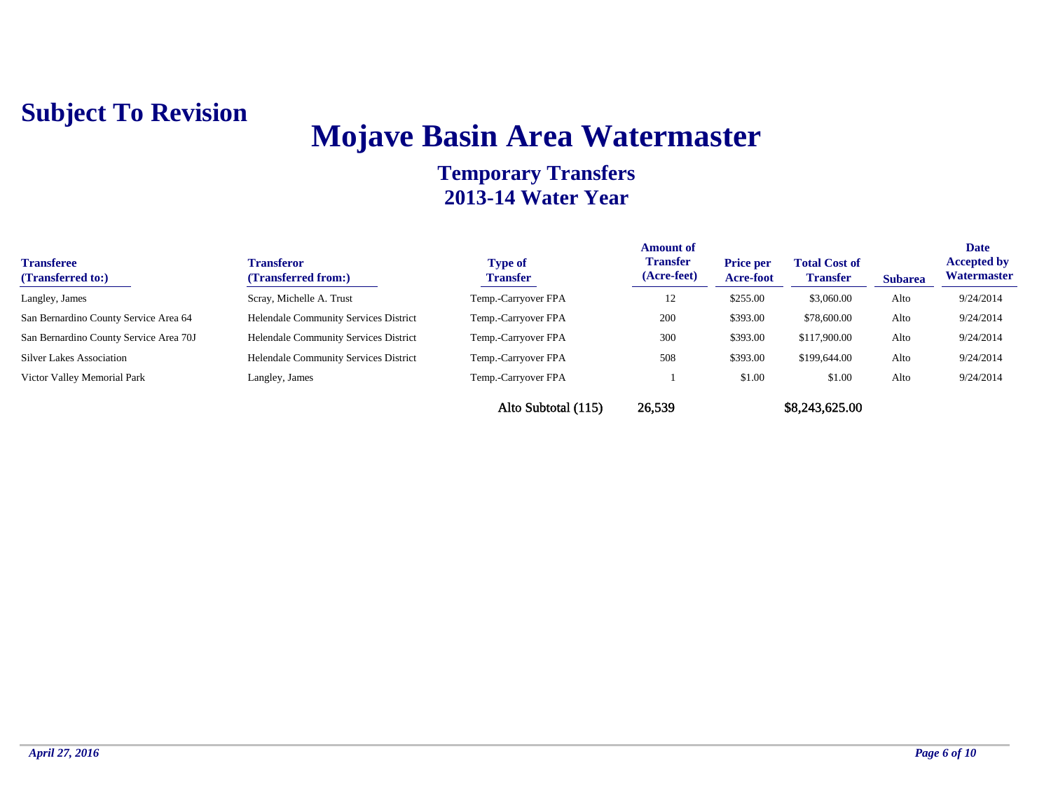**Subject To Revision**

# Mojave Basin Area Watermaster

## Temporary Transfers
## 2013-14 Water Year

| Transferee (Transferred to:) | Transferor (Transferred from:) | Type of Transfer | Amount of Transfer (Acre-feet) | Price per Acre-foot | Total Cost of Transfer | Subarea | Date Accepted by Watermaster |
|---|---|---|---|---|---|---|---|
| Langley, James | Scray, Michelle A. Trust | Temp.-Carryover FPA | 12 | $255.00 | $3,060.00 | Alto | 9/24/2014 |
| San Bernardino County Service Area 64 | Helendale Community Services District | Temp.-Carryover FPA | 200 | $393.00 | $78,600.00 | Alto | 9/24/2014 |
| San Bernardino County Service Area 70J | Helendale Community Services District | Temp.-Carryover FPA | 300 | $393.00 | $117,900.00 | Alto | 9/24/2014 |
| Silver Lakes Association | Helendale Community Services District | Temp.-Carryover FPA | 508 | $393.00 | $199,644.00 | Alto | 9/24/2014 |
| Victor Valley Memorial Park | Langley, James | Temp.-Carryover FPA | 1 | $1.00 | $1.00 | Alto | 9/24/2014 |
| | | Alto Subtotal (115) | 26,539 | | $8,243,625.00 | | |

*April 27, 2016*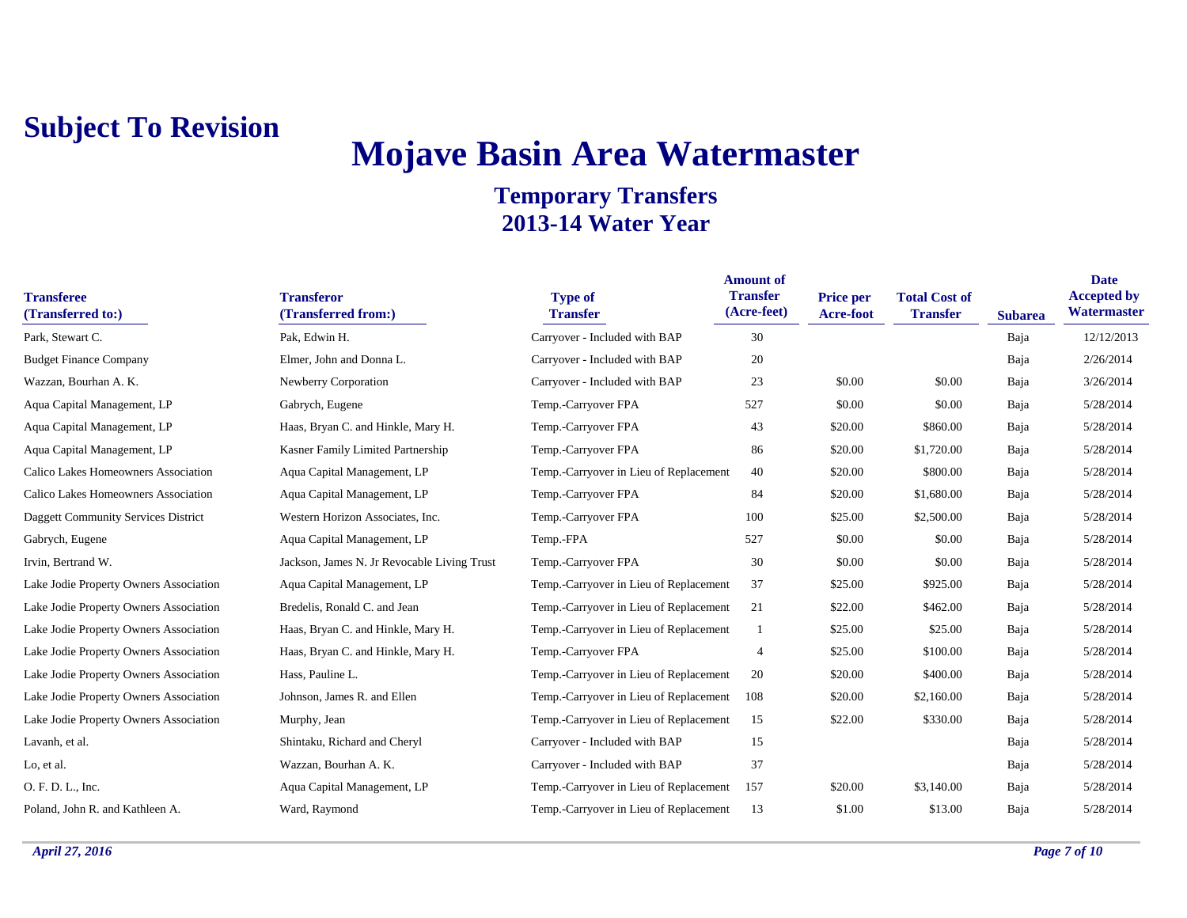# Subject To Revision

# Mojave Basin Area Watermaster

## Temporary Transfers
## 2013-14 Water Year

| Transferee (Transferred to:) | Transferor (Transferred from:) | Type of Transfer | Amount of Transfer (Acre-feet) | Price per Acre-foot | Total Cost of Transfer | Subarea | Date Accepted by Watermaster |
|---|---|---|---|---|---|---|---|
| Park, Stewart C. | Pak, Edwin H. | Carryover - Included with BAP | 30 | | | Baja | 12/12/2013 |
| Budget Finance Company | Elmer, John and Donna L. | Carryover - Included with BAP | 20 | | | Baja | 2/26/2014 |
| Wazzan, Bourhan A. K. | Newberry Corporation | Carryover - Included with BAP | 23 | $0.00 | $0.00 | Baja | 3/26/2014 |
| Aqua Capital Management, LP | Gabrych, Eugene | Temp.-Carryover FPA | 527 | $0.00 | $0.00 | Baja | 5/28/2014 |
| Aqua Capital Management, LP | Haas, Bryan C. and Hinkle, Mary H. | Temp.-Carryover FPA | 43 | $20.00 | $860.00 | Baja | 5/28/2014 |
| Aqua Capital Management, LP | Kasner Family Limited Partnership | Temp.-Carryover FPA | 86 | $20.00 | $1,720.00 | Baja | 5/28/2014 |
| Calico Lakes Homeowners Association | Aqua Capital Management, LP | Temp.-Carryover in Lieu of Replacement | 40 | $20.00 | $800.00 | Baja | 5/28/2014 |
| Calico Lakes Homeowners Association | Aqua Capital Management, LP | Temp.-Carryover FPA | 84 | $20.00 | $1,680.00 | Baja | 5/28/2014 |
| Daggett Community Services District | Western Horizon Associates, Inc. | Temp.-Carryover FPA | 100 | $25.00 | $2,500.00 | Baja | 5/28/2014 |
| Gabrych, Eugene | Aqua Capital Management, LP | Temp.-FPA | 527 | $0.00 | $0.00 | Baja | 5/28/2014 |
| Irvin, Bertrand W. | Jackson, James N. Jr Revocable Living Trust | Temp.-Carryover FPA | 30 | $0.00 | $0.00 | Baja | 5/28/2014 |
| Lake Jodie Property Owners Association | Aqua Capital Management, LP | Temp.-Carryover in Lieu of Replacement | 37 | $25.00 | $925.00 | Baja | 5/28/2014 |
| Lake Jodie Property Owners Association | Bredelis, Ronald C. and Jean | Temp.-Carryover in Lieu of Replacement | 21 | $22.00 | $462.00 | Baja | 5/28/2014 |
| Lake Jodie Property Owners Association | Haas, Bryan C. and Hinkle, Mary H. | Temp.-Carryover in Lieu of Replacement | 1 | $25.00 | $25.00 | Baja | 5/28/2014 |
| Lake Jodie Property Owners Association | Haas, Bryan C. and Hinkle, Mary H. | Temp.-Carryover FPA | 4 | $25.00 | $100.00 | Baja | 5/28/2014 |
| Lake Jodie Property Owners Association | Hass, Pauline L. | Temp.-Carryover in Lieu of Replacement | 20 | $20.00 | $400.00 | Baja | 5/28/2014 |
| Lake Jodie Property Owners Association | Johnson, James R. and Ellen | Temp.-Carryover in Lieu of Replacement | 108 | $20.00 | $2,160.00 | Baja | 5/28/2014 |
| Lake Jodie Property Owners Association | Murphy, Jean | Temp.-Carryover in Lieu of Replacement | 15 | $22.00 | $330.00 | Baja | 5/28/2014 |
| Lavanh, et al. | Shintaku, Richard and Cheryl | Carryover - Included with BAP | 15 | | | Baja | 5/28/2014 |
| Lo, et al. | Wazzan, Bourhan A. K. | Carryover - Included with BAP | 37 | | | Baja | 5/28/2014 |
| O. F. D. L., Inc. | Aqua Capital Management, LP | Temp.-Carryover in Lieu of Replacement | 157 | $20.00 | $3,140.00 | Baja | 5/28/2014 |
| Poland, John R. and Kathleen A. | Ward, Raymond | Temp.-Carryover in Lieu of Replacement | 13 | $1.00 | $13.00 | Baja | 5/28/2014 |

*April 27, 2016*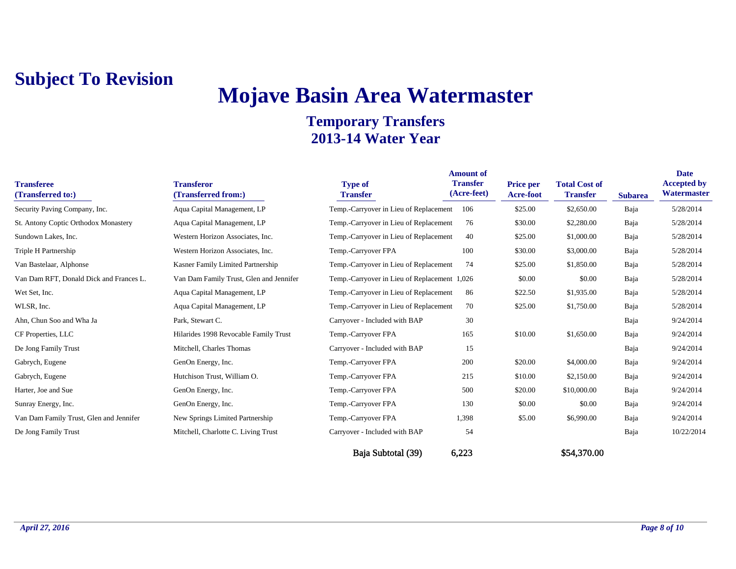**Subject To Revision**

# Mojave Basin Area Watermaster

## Temporary Transfers
## 2013-14 Water Year

| Transferee (Transferred to:) | Transferor (Transferred from:) | Type of Transfer | Amount of Transfer (Acre-feet) | Price per Acre-foot | Total Cost of Transfer | Subarea | Date Accepted by Watermaster |
|---|---|---|---|---|---|---|---|
| Security Paving Company, Inc. | Aqua Capital Management, LP | Temp.-Carryover in Lieu of Replacement | 106 | $25.00 | $2,650.00 | Baja | 5/28/2014 |
| St. Antony Coptic Orthodox Monastery | Aqua Capital Management, LP | Temp.-Carryover in Lieu of Replacement | 76 | $30.00 | $2,280.00 | Baja | 5/28/2014 |
| Sundown Lakes, Inc. | Western Horizon Associates, Inc. | Temp.-Carryover in Lieu of Replacement | 40 | $25.00 | $1,000.00 | Baja | 5/28/2014 |
| Triple H Partnership | Western Horizon Associates, Inc. | Temp.-Carryover FPA | 100 | $30.00 | $3,000.00 | Baja | 5/28/2014 |
| Van Bastelaar, Alphonse | Kasner Family Limited Partnership | Temp.-Carryover in Lieu of Replacement | 74 | $25.00 | $1,850.00 | Baja | 5/28/2014 |
| Van Dam RFT, Donald Dick and Frances L. | Van Dam Family Trust, Glen and Jennifer | Temp.-Carryover in Lieu of Replacement | 1,026 | $0.00 | $0.00 | Baja | 5/28/2014 |
| Wet Set, Inc. | Aqua Capital Management, LP | Temp.-Carryover in Lieu of Replacement | 86 | $22.50 | $1,935.00 | Baja | 5/28/2014 |
| WLSR, Inc. | Aqua Capital Management, LP | Temp.-Carryover in Lieu of Replacement | 70 | $25.00 | $1,750.00 | Baja | 5/28/2014 |
| Ahn, Chun Soo and Wha Ja | Park, Stewart C. | Carryover - Included with BAP | 30 | | | Baja | 9/24/2014 |
| CF Properties, LLC | Hilarides 1998 Revocable Family Trust | Temp.-Carryover FPA | 165 | $10.00 | $1,650.00 | Baja | 9/24/2014 |
| De Jong Family Trust | Mitchell, Charles Thomas | Carryover - Included with BAP | 15 | | | Baja | 9/24/2014 |
| Gabrych, Eugene | GenOn Energy, Inc. | Temp.-Carryover FPA | 200 | $20.00 | $4,000.00 | Baja | 9/24/2014 |
| Gabrych, Eugene | Hutchison Trust, William O. | Temp.-Carryover FPA | 215 | $10.00 | $2,150.00 | Baja | 9/24/2014 |
| Harter, Joe and Sue | GenOn Energy, Inc. | Temp.-Carryover FPA | 500 | $20.00 | $10,000.00 | Baja | 9/24/2014 |
| Sunray Energy, Inc. | GenOn Energy, Inc. | Temp.-Carryover FPA | 130 | $0.00 | $0.00 | Baja | 9/24/2014 |
| Van Dam Family Trust, Glen and Jennifer | New Springs Limited Partnership | Temp.-Carryover FPA | 1,398 | $5.00 | $6,990.00 | Baja | 9/24/2014 |
| De Jong Family Trust | Mitchell, Charlotte C. Living Trust | Carryover - Included with BAP | 54 | | | Baja | 10/22/2014 |
| | | Baja Subtotal (39) | 6,223 | | $54,370.00 | | |

*April 27, 2016*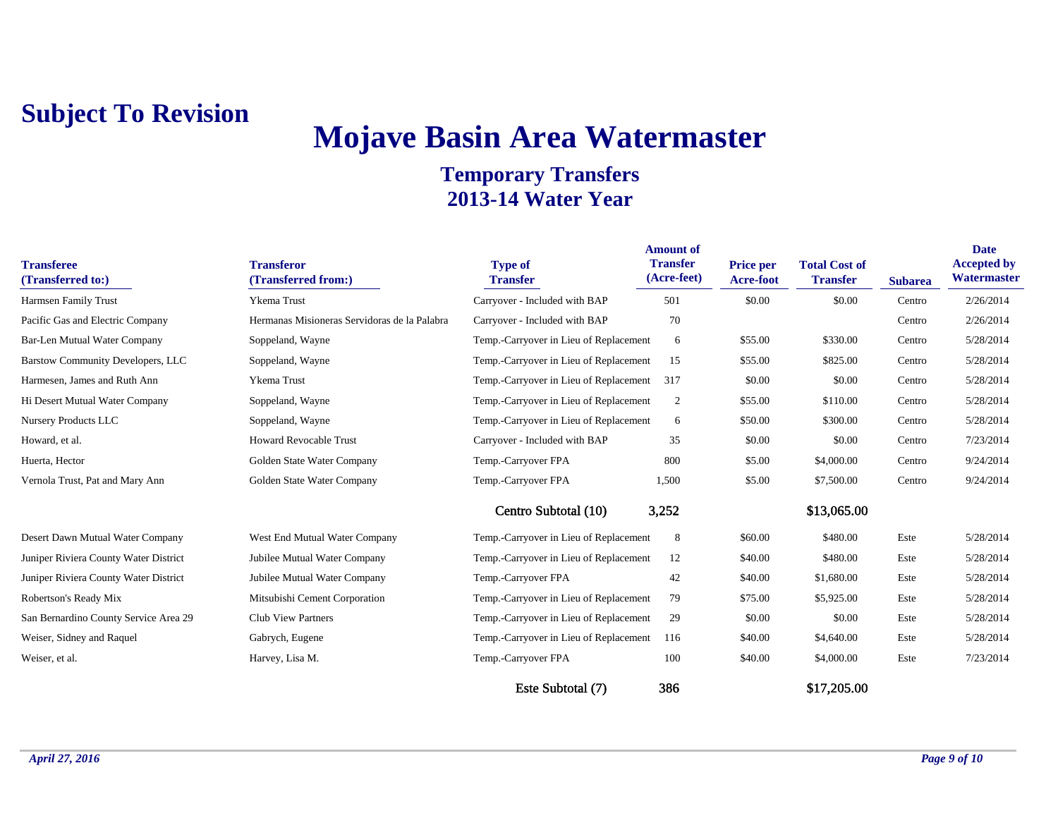**Subject To Revision**

# Mojave Basin Area Watermaster

## Temporary Transfers
## 2013-14 Water Year

| Transferee (Transferred to:) | Transferor (Transferred from:) | Type of Transfer | Amount of Transfer (Acre-feet) | Price per Acre-foot | Total Cost of Transfer | Subarea | Date Accepted by Watermaster |
|---|---|---|---|---|---|---|---|
| Harmsen Family Trust | Ykema Trust | Carryover - Included with BAP | 501 | $0.00 | $0.00 | Centro | 2/26/2014 |
| Pacific Gas and Electric Company | Hermanas Misioneras Servidoras de la Palabra | Carryover - Included with BAP | 70 | | | Centro | 2/26/2014 |
| Bar-Len Mutual Water Company | Soppeland, Wayne | Temp.-Carryover in Lieu of Replacement | 6 | $55.00 | $330.00 | Centro | 5/28/2014 |
| Barstow Community Developers, LLC | Soppeland, Wayne | Temp.-Carryover in Lieu of Replacement | 15 | $55.00 | $825.00 | Centro | 5/28/2014 |
| Harmesen, James and Ruth Ann | Ykema Trust | Temp.-Carryover in Lieu of Replacement | 317 | $0.00 | $0.00 | Centro | 5/28/2014 |
| Hi Desert Mutual Water Company | Soppeland, Wayne | Temp.-Carryover in Lieu of Replacement | 2 | $55.00 | $110.00 | Centro | 5/28/2014 |
| Nursery Products LLC | Soppeland, Wayne | Temp.-Carryover in Lieu of Replacement | 6 | $50.00 | $300.00 | Centro | 5/28/2014 |
| Howard, et al. | Howard Revocable Trust | Carryover - Included with BAP | 35 | $0.00 | $0.00 | Centro | 7/23/2014 |
| Huerta, Hector | Golden State Water Company | Temp.-Carryover FPA | 800 | $5.00 | $4,000.00 | Centro | 9/24/2014 |
| Vernola Trust, Pat and Mary Ann | Golden State Water Company | Temp.-Carryover FPA | 1,500 | $5.00 | $7,500.00 | Centro | 9/24/2014 |
| | | **Centro Subtotal (10)** | **3,252** | | **$13,065.00** | | |
| Desert Dawn Mutual Water Company | West End Mutual Water Company | Temp.-Carryover in Lieu of Replacement | 8 | $60.00 | $480.00 | Este | 5/28/2014 |
| Juniper Riviera County Water District | Jubilee Mutual Water Company | Temp.-Carryover in Lieu of Replacement | 12 | $40.00 | $480.00 | Este | 5/28/2014 |
| Juniper Riviera County Water District | Jubilee Mutual Water Company | Temp.-Carryover FPA | 42 | $40.00 | $1,680.00 | Este | 5/28/2014 |
| Robertson's Ready Mix | Mitsubishi Cement Corporation | Temp.-Carryover in Lieu of Replacement | 79 | $75.00 | $5,925.00 | Este | 5/28/2014 |
| San Bernardino County Service Area 29 | Club View Partners | Temp.-Carryover in Lieu of Replacement | 29 | $0.00 | $0.00 | Este | 5/28/2014 |
| Weiser, Sidney and Raquel | Gabrych, Eugene | Temp.-Carryover in Lieu of Replacement | 116 | $40.00 | $4,640.00 | Este | 5/28/2014 |
| Weiser, et al. | Harvey, Lisa M. | Temp.-Carryover FPA | 100 | $40.00 | $4,000.00 | Este | 7/23/2014 |
| | | **Este Subtotal (7)** | **386** | | **$17,205.00** | | |

*April 27, 2016*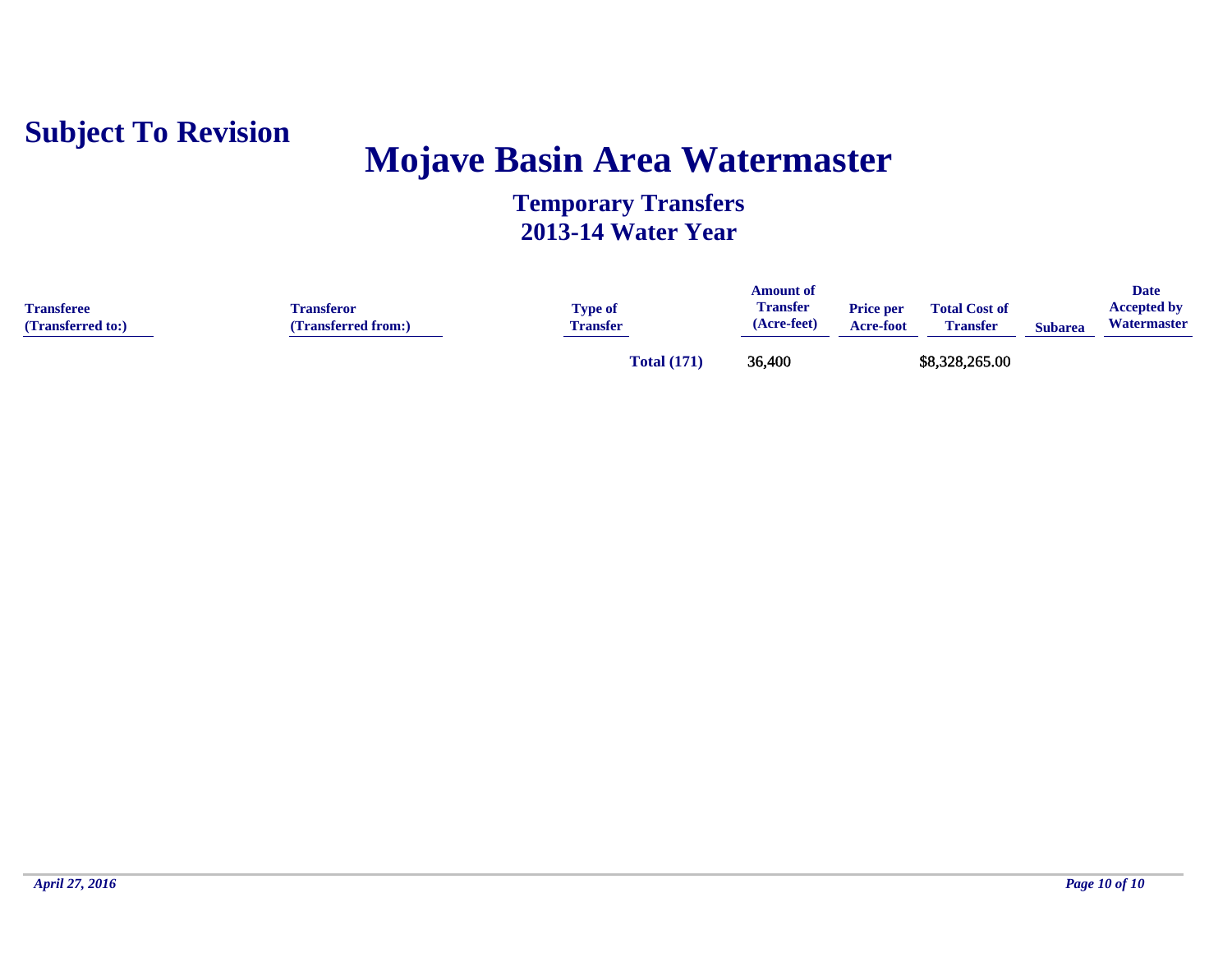**Subject To Revision**

# Mojave Basin Area Watermaster

## Temporary Transfers
## 2013-14 Water Year

| Transferee (Transferred to:) | Transferor (Transferred from:) | Type of Transfer | | Amount of Transfer (Acre-feet) | Price per Acre-foot | Total Cost of Transfer | Subarea | Date Accepted by Watermaster |
|---|---|---|---|---|---|---|---|---|
| | | | **Total (171)** | 36,400 | | $8,328,265.00 | | |

*April 27, 2016*